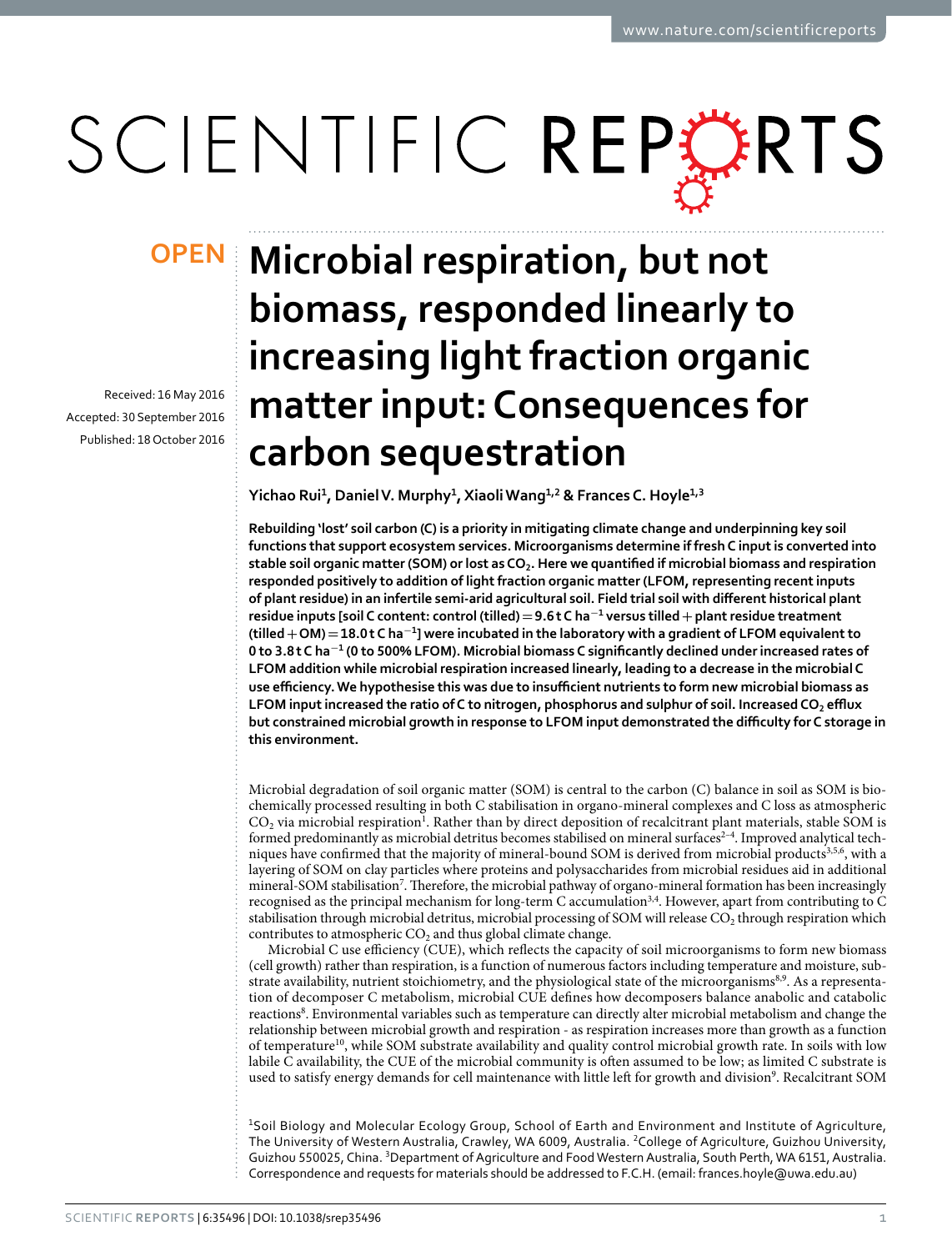OPEN

Received: 16 May 2016
Accepted: 30 September 2016
Published: 18 October 2016

# Microbial respiration, but not biomass, responded linearly to increasing light fraction organic matter input: Consequences for carbon sequestration

Yichao Rui[1], Daniel V. Murphy[1], Xiaoli Wang[1,2] & Frances C. Hoyle[1,3]

**Rebuilding 'lost' soil carbon (C) is a priority in mitigating climate change and underpinning key soil functions that support ecosystem services. Microorganisms determine if fresh C input is converted into stable soil organic matter (SOM) or lost as $CO_2$. Here we quantified if microbial biomass and respiration responded positively to addition of light fraction organic matter (LFOM, representing recent inputs of plant residue) in an infertile semi-arid agricultural soil. Field trial soil with different historical plant residue inputs [soil C content: control (tilled) = 9.6 t C ha$^{-1}$ versus tilled + plant residue treatment (tilled + OM) = 18.0 t C ha$^{-1}$] were incubated in the laboratory with a gradient of LFOM equivalent to 0 to 3.8 t C ha$^{-1}$ (0 to 500% LFOM). Microbial biomass C significantly declined under increased rates of LFOM addition while microbial respiration increased linearly, leading to a decrease in the microbial C use efficiency. We hypothesise this was due to insufficient nutrients to form new microbial biomass as LFOM input increased the ratio of C to nitrogen, phosphorus and sulphur of soil. Increased $CO_2$ efflux but constrained microbial growth in response to LFOM input demonstrated the difficulty for C storage in this environment.**

Microbial degradation of soil organic matter (SOM) is central to the carbon (C) balance in soil as SOM is biochemically processed resulting in both C stabilisation in organo-mineral complexes and C loss as atmospheric $CO_2$ via microbial respiration[1]. Rather than by direct deposition of recalcitrant plant materials, stable SOM is formed predominantly as microbial detritus becomes stabilised on mineral surfaces[2–4]. Improved analytical techniques have confirmed that the majority of mineral-bound SOM is derived from microbial products[3,5,6], with a layering of SOM on clay particles where proteins and polysaccharides from microbial residues aid in additional mineral-SOM stabilisation[7]. Therefore, the microbial pathway of organo-mineral formation has been increasingly recognised as the principal mechanism for long-term C accumulation[3,4]. However, apart from contributing to C stabilisation through microbial detritus, microbial processing of SOM will release $CO_2$ through respiration which contributes to atmospheric $CO_2$ and thus global climate change.

Microbial C use efficiency (CUE), which reflects the capacity of soil microorganisms to form new biomass (cell growth) rather than respiration, is a function of numerous factors including temperature and moisture, substrate availability, nutrient stoichiometry, and the physiological state of the microorganisms[8,9]. As a representation of decomposer C metabolism, microbial CUE defines how decomposers balance anabolic and catabolic reactions[8]. Environmental variables such as temperature can directly alter microbial metabolism and change the relationship between microbial growth and respiration - as respiration increases more than growth as a function of temperature[10], while SOM substrate availability and quality control microbial growth rate. In soils with low labile C availability, the CUE of the microbial community is often assumed to be low; as limited C substrate is used to satisfy energy demands for cell maintenance with little left for growth and division[9]. Recalcitrant SOM

[1]Soil Biology and Molecular Ecology Group, School of Earth and Environment and Institute of Agriculture, The University of Western Australia, Crawley, WA 6009, Australia. [2]College of Agriculture, Guizhou University, Guizhou 550025, China. [3]Department of Agriculture and Food Western Australia, South Perth, WA 6151, Australia. Correspondence and requests for materials should be addressed to F.C.H. (email: frances.hoyle@uwa.edu.au)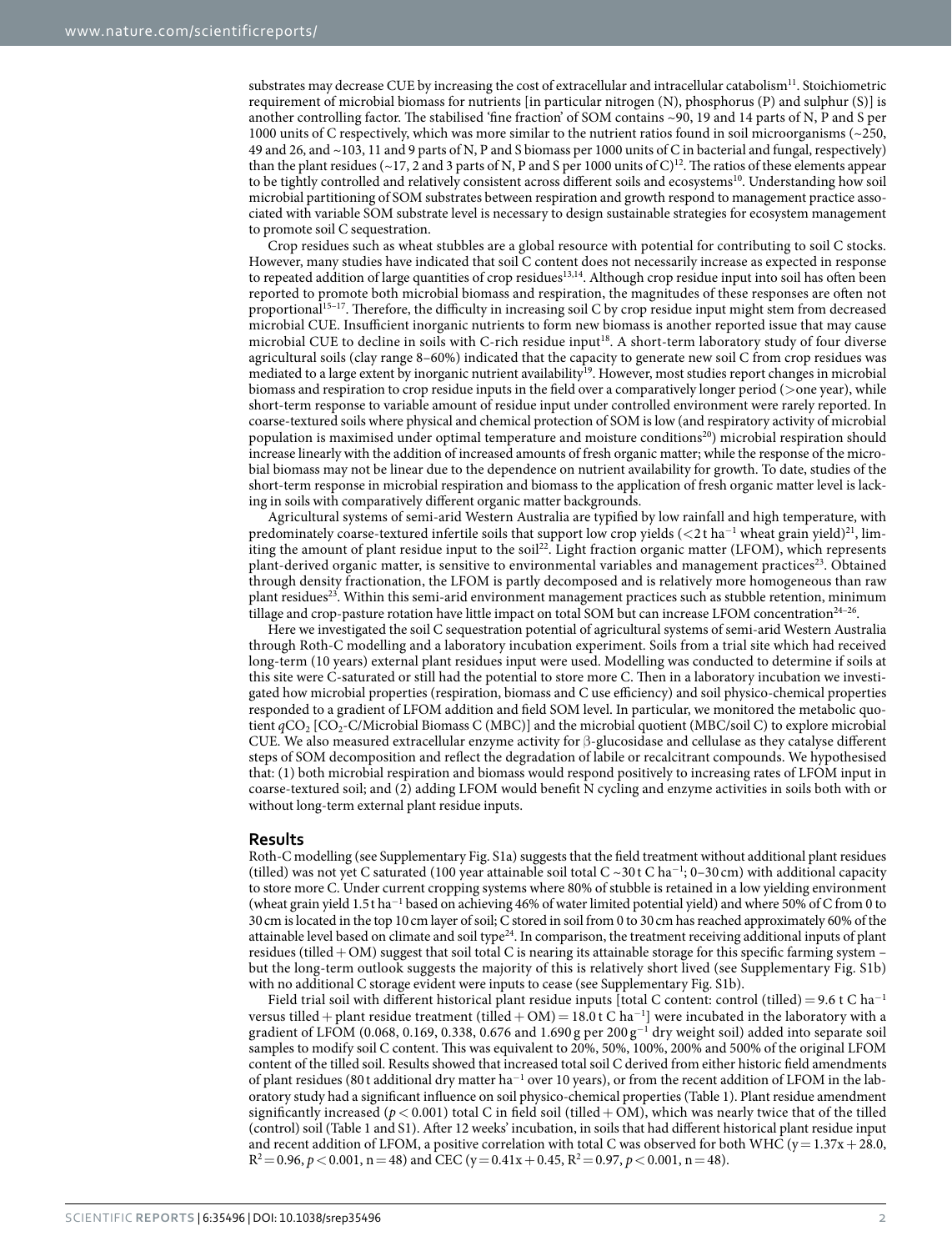substrates may decrease CUE by increasing the cost of extracellular and intracellular catabolism[11]. Stoichiometric requirement of microbial biomass for nutrients [in particular nitrogen (N), phosphorus (P) and sulphur (S)] is another controlling factor. The stabilised 'fine fraction' of SOM contains ~90, 19 and 14 parts of N, P and S per 1000 units of C respectively, which was more similar to the nutrient ratios found in soil microorganisms (~250, 49 and 26, and ~103, 11 and 9 parts of N, P and S biomass per 1000 units of C in bacterial and fungal, respectively) than the plant residues (~17, 2 and 3 parts of N, P and S per 1000 units of C)[12]. The ratios of these elements appear to be tightly controlled and relatively consistent across different soils and ecosystems[10]. Understanding how soil microbial partitioning of SOM substrates between respiration and growth respond to management practice associated with variable SOM substrate level is necessary to design sustainable strategies for ecosystem management to promote soil C sequestration.

Crop residues such as wheat stubbles are a global resource with potential for contributing to soil C stocks. However, many studies have indicated that soil C content does not necessarily increase as expected in response to repeated addition of large quantities of crop residues[13,14]. Although crop residue input into soil has often been reported to promote both microbial biomass and respiration, the magnitudes of these responses are often not proportional[15–17]. Therefore, the difficulty in increasing soil C by crop residue input might stem from decreased microbial CUE. Insufficient inorganic nutrients to form new biomass is another reported issue that may cause microbial CUE to decline in soils with C-rich residue input[18]. A short-term laboratory study of four diverse agricultural soils (clay range 8–60%) indicated that the capacity to generate new soil C from crop residues was mediated to a large extent by inorganic nutrient availability[19]. However, most studies report changes in microbial biomass and respiration to crop residue inputs in the field over a comparatively longer period (>one year), while short-term response to variable amount of residue input under controlled environment were rarely reported. In coarse-textured soils where physical and chemical protection of SOM is low (and respiratory activity of microbial population is maximised under optimal temperature and moisture conditions[20]) microbial respiration should increase linearly with the addition of increased amounts of fresh organic matter; while the response of the microbial biomass may not be linear due to the dependence on nutrient availability for growth. To date, studies of the short-term response in microbial respiration and biomass to the application of fresh organic matter level is lacking in soils with comparatively different organic matter backgrounds.

Agricultural systems of semi-arid Western Australia are typified by low rainfall and high temperature, with predominately coarse-textured infertile soils that support low crop yields (<2 t ha$^{-1}$ wheat grain yield)[21], limiting the amount of plant residue input to the soil[22]. Light fraction organic matter (LFOM), which represents plant-derived organic matter, is sensitive to environmental variables and management practices[23]. Obtained through density fractionation, the LFOM is partly decomposed and is relatively more homogeneous than raw plant residues[23]. Within this semi-arid environment management practices such as stubble retention, minimum tillage and crop-pasture rotation have little impact on total SOM but can increase LFOM concentration[24–26].

Here we investigated the soil C sequestration potential of agricultural systems of semi-arid Western Australia through Roth-C modelling and a laboratory incubation experiment. Soils from a trial site which had received long-term (10 years) external plant residues input were used. Modelling was conducted to determine if soils at this site were C-saturated or still had the potential to store more C. Then in a laboratory incubation we investigated how microbial properties (respiration, biomass and C use efficiency) and soil physico-chemical properties responded to a gradient of LFOM addition and field SOM level. In particular, we monitored the metabolic quotient $q\mathrm{CO_2}$ [$\mathrm{CO_2}$-C/Microbial Biomass C (MBC)] and the microbial quotient (MBC/soil C) to explore microbial CUE. We also measured extracellular enzyme activity for β-glucosidase and cellulase as they catalyse different steps of SOM decomposition and reflect the degradation of labile or recalcitrant compounds. We hypothesised that: (1) both microbial respiration and biomass would respond positively to increasing rates of LFOM input in coarse-textured soil; and (2) adding LFOM would benefit N cycling and enzyme activities in soils both with or without long-term external plant residue inputs.

## Results

Roth-C modelling (see Supplementary Fig. S1a) suggests that the field treatment without additional plant residues (tilled) was not yet C saturated (100 year attainable soil total C ~30 t C ha$^{-1}$; 0–30 cm) with additional capacity to store more C. Under current cropping systems where 80% of stubble is retained in a low yielding environment (wheat grain yield 1.5 t ha$^{-1}$ based on achieving 46% of water limited potential yield) and where 50% of C from 0 to 30 cm is located in the top 10 cm layer of soil; C stored in soil from 0 to 30 cm has reached approximately 60% of the attainable level based on climate and soil type[24]. In comparison, the treatment receiving additional inputs of plant residues (tilled + OM) suggest that soil total C is nearing its attainable storage for this specific farming system – but the long-term outlook suggests the majority of this is relatively short lived (see Supplementary Fig. S1b) with no additional C storage evident were inputs to cease (see Supplementary Fig. S1b).

Field trial soil with different historical plant residue inputs [total C content: control (tilled) = 9.6 t C ha$^{-1}$ versus tilled + plant residue treatment (tilled + OM) = 18.0 t C ha$^{-1}$] were incubated in the laboratory with a gradient of LFOM (0.068, 0.169, 0.338, 0.676 and 1.690 g per 200 g$^{-1}$ dry weight soil) added into separate soil samples to modify soil C content. This was equivalent to 20%, 50%, 100%, 200% and 500% of the original LFOM content of the tilled soil. Results showed that increased total soil C derived from either historic field amendments of plant residues (80 t additional dry matter ha$^{-1}$ over 10 years), or from the recent addition of LFOM in the laboratory study had a significant influence on soil physico-chemical properties (Table 1). Plant residue amendment significantly increased ($p < 0.001$) total C in field soil (tilled + OM), which was nearly twice that of the tilled (control) soil (Table 1 and S1). After 12 weeks' incubation, in soils that had different historical plant residue input and recent addition of LFOM, a positive correlation with total C was observed for both WHC ($y = 1.37x + 28.0$, $R^2 = 0.96$, $p < 0.001$, $n = 48$) and CEC ($y = 0.41x + 0.45$, $R^2 = 0.97$, $p < 0.001$, $n = 48$).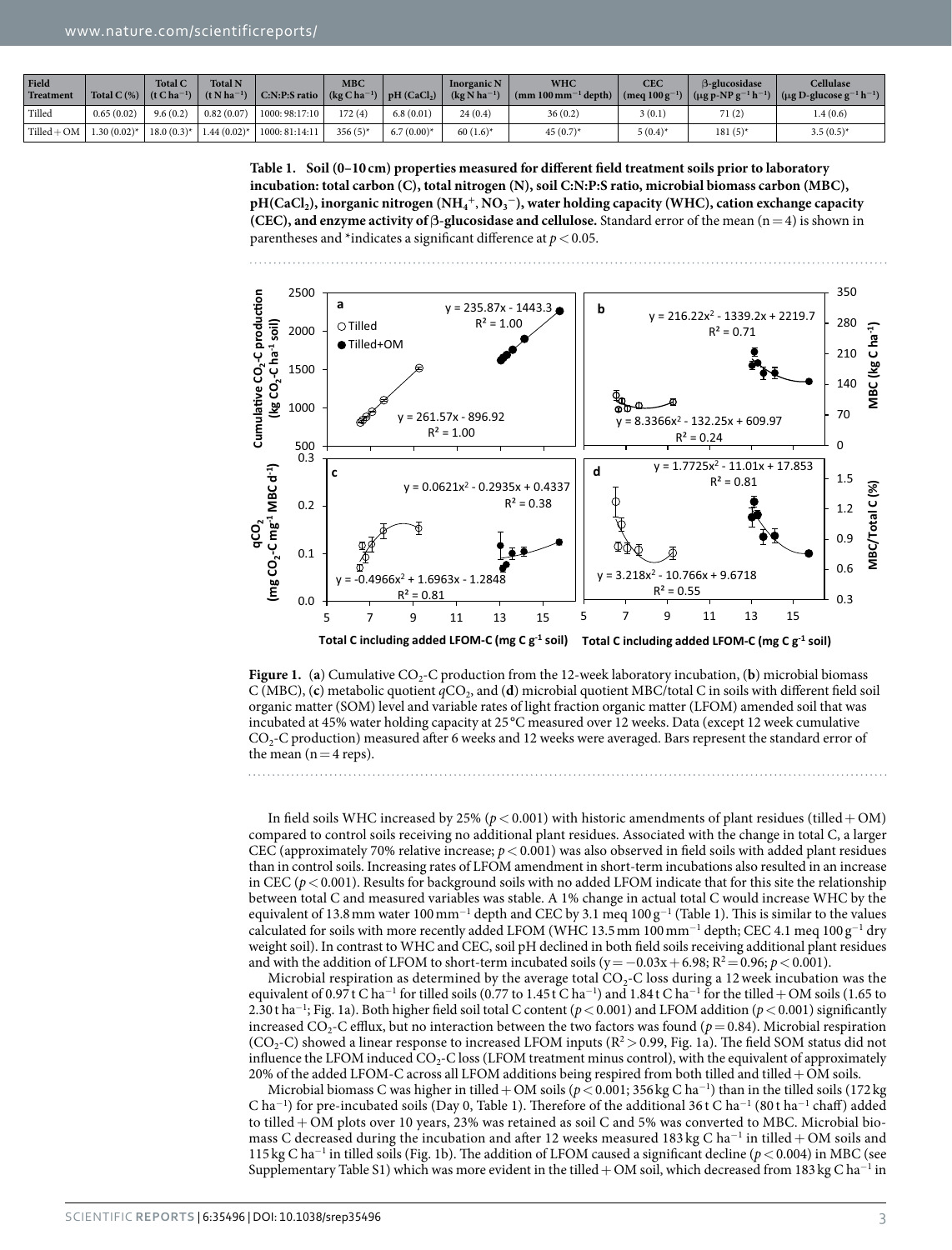| Field Treatment | Total C (%) | Total C (t C ha$^{-1}$) | Total N (t N ha$^{-1}$) | C:N:P:S ratio | MBC (kg C ha$^{-1}$) | pH (CaCl$_2$) | Inorganic N (kg N ha$^{-1}$) | WHC (mm 100 mm$^{-1}$ depth) | CEC (meq 100 g$^{-1}$) | β-glucosidase (μg p-NP g$^{-1}$ h$^{-1}$) | Cellulase (μg D-glucose g$^{-1}$ h$^{-1}$) |
|---|---|---|---|---|---|---|---|---|---|---|---|
| Tilled | 0.65 (0.02) | 9.6 (0.2) | 0.82 (0.07) | 1000: 98:17:10 | 172 (4) | 6.8 (0.01) | 24 (0.4) | 36 (0.2) | 3 (0.1) | 71 (2) | 1.4 (0.6) |
| Tilled + OM | 1.30 (0.02)* | 18.0 (0.3)* | 1.44 (0.02)* | 1000: 81:14:11 | 356 (5)* | 6.7 (0.00)* | 60 (1.6)* | 45 (0.7)* | 5 (0.4)* | 181 (5)* | 3.5 (0.5)* |

**Table 1. Soil (0–10 cm) properties measured for different field treatment soils prior to laboratory incubation: total carbon (C), total nitrogen (N), soil C:N:P:S ratio, microbial biomass carbon (MBC), pH(CaCl$_2$), inorganic nitrogen ($NH_4^+$, $NO_3^-$), water holding capacity (WHC), cation exchange capacity (CEC), and enzyme activity of β-glucosidase and cellulose.** Standard error of the mean (n = 4) is shown in parentheses and *indicates a significant difference at $p < 0.05$.

**Figure 1.** (**a**) Cumulative $CO_2$-C production from the 12-week laboratory incubation, (**b**) microbial biomass C (MBC), (**c**) metabolic quotient $q$$CO_2$, and (**d**) microbial quotient MBC/total C in soils with different field soil organic matter (SOM) level and variable rates of light fraction organic matter (LFOM) amended soil that was incubated at 45% water holding capacity at 25 °C measured over 12 weeks. Data (except 12 week cumulative $CO_2$-C production) measured after 6 weeks and 12 weeks were averaged. Bars represent the standard error of the mean (n = 4 reps).

In field soils WHC increased by 25% ($p < 0.001$) with historic amendments of plant residues (tilled + OM) compared to control soils receiving no additional plant residues. Associated with the change in total C, a larger CEC (approximately 70% relative increase; $p < 0.001$) was also observed in field soils with added plant residues than in control soils. Increasing rates of LFOM amendment in short-term incubations also resulted in an increase in CEC ($p < 0.001$). Results for background soils with no added LFOM indicate that for this site the relationship between total C and measured variables was stable. A 1% change in actual total C would increase WHC by the equivalent of 13.8 mm water 100 mm$^{-1}$ depth and CEC by 3.1 meq 100 g$^{-1}$ (Table 1). This is similar to the values calculated for soils with more recently added LFOM (WHC 13.5 mm 100 mm$^{-1}$ depth; CEC 4.1 meq 100 g$^{-1}$ dry weight soil). In contrast to WHC and CEC, soil pH declined in both field soils receiving additional plant residues and with the addition of LFOM to short-term incubated soils ($y = -0.03x + 6.98$; $R^2 = 0.96$; $p < 0.001$).

Microbial respiration as determined by the average total $CO_2$-C loss during a 12 week incubation was the equivalent of 0.97 t C ha$^{-1}$ for tilled soils (0.77 to 1.45 t C ha$^{-1}$) and 1.84 t C ha$^{-1}$ for the tilled + OM soils (1.65 to 2.30 t ha$^{-1}$; Fig. 1a). Both higher field soil total C content ($p < 0.001$) and LFOM addition ($p < 0.001$) significantly increased $CO_2$-C efflux, but no interaction between the two factors was found ($p = 0.84$). Microbial respiration ($CO_2$-C) showed a linear response to increased LFOM inputs ($R^2 > 0.99$, Fig. 1a). The field SOM status did not influence the LFOM induced $CO_2$-C loss (LFOM treatment minus control), with the equivalent of approximately 20% of the added LFOM-C across all LFOM additions being respired from both tilled and tilled + OM soils.

Microbial biomass C was higher in tilled + OM soils ($p < 0.001$; 356 kg C ha$^{-1}$) than in the tilled soils (172 kg C ha$^{-1}$) for pre-incubated soils (Day 0, Table 1). Therefore of the additional 36 t C ha$^{-1}$ (80 t ha$^{-1}$ chaff) added to tilled + OM plots over 10 years, 23% was retained as soil C and 5% was converted to MBC. Microbial biomass C decreased during the incubation and after 12 weeks measured 183 kg C ha$^{-1}$ in tilled + OM soils and 115 kg C ha$^{-1}$ in tilled soils (Fig. 1b). The addition of LFOM caused a significant decline ($p < 0.004$) in MBC (see Supplementary Table S1) which was more evident in the tilled + OM soil, which decreased from 183 kg C ha$^{-1}$ in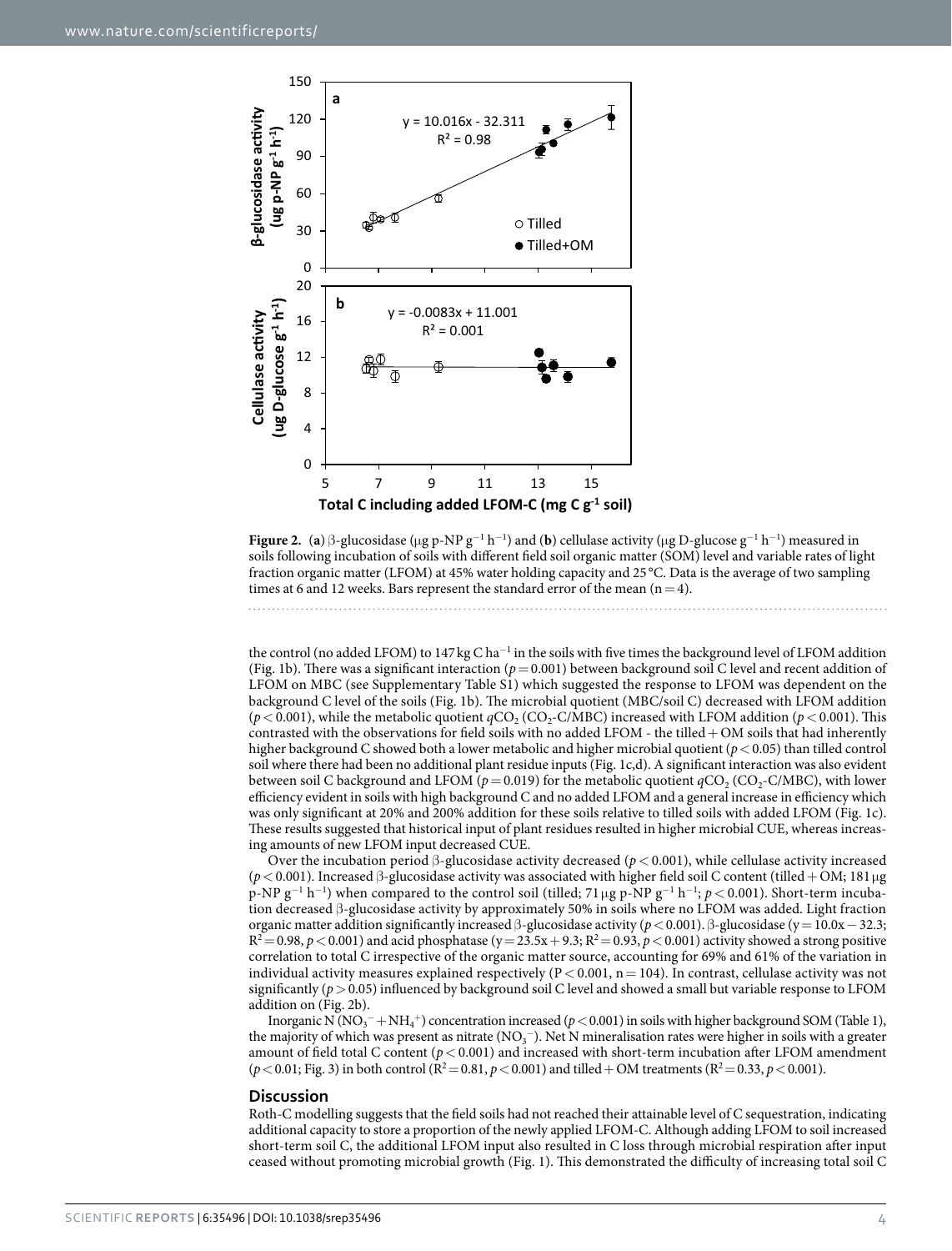**Figure 2.** (**a**) β-glucosidase (μg p-NP $g^{-1}$ $h^{-1}$) and (**b**) cellulase activity (μg D-glucose $g^{-1}$ $h^{-1}$) measured in soils following incubation of soils with different field soil organic matter (SOM) level and variable rates of light fraction organic matter (LFOM) at 45% water holding capacity and 25 °C. Data is the average of two sampling times at 6 and 12 weeks. Bars represent the standard error of the mean (n = 4).

the control (no added LFOM) to 147 kg C $ha^{-1}$ in the soils with five times the background level of LFOM addition (Fig. 1b). There was a significant interaction ($p = 0.001$) between background soil C level and recent addition of LFOM on MBC (see Supplementary Table S1) which suggested the response to LFOM was dependent on the background C level of the soils (Fig. 1b). The microbial quotient (MBC/soil C) decreased with LFOM addition ($p < 0.001$), while the metabolic quotient $qCO_2$ ($CO_2$-C/MBC) increased with LFOM addition ($p < 0.001$). This contrasted with the observations for field soils with no added LFOM - the tilled + OM soils that had inherently higher background C showed both a lower metabolic and higher microbial quotient ($p < 0.05$) than tilled control soil where there had been no additional plant residue inputs (Fig. 1c,d). A significant interaction was also evident between soil C background and LFOM ($p = 0.019$) for the metabolic quotient $qCO_2$ ($CO_2$-C/MBC), with lower efficiency evident in soils with high background C and no added LFOM and a general increase in efficiency which was only significant at 20% and 200% addition for these soils relative to tilled soils with added LFOM (Fig. 1c). These results suggested that historical input of plant residues resulted in higher microbial CUE, whereas increasing amounts of new LFOM input decreased CUE.

Over the incubation period β-glucosidase activity decreased ($p < 0.001$), while cellulase activity increased ($p < 0.001$). Increased β-glucosidase activity was associated with higher field soil C content (tilled + OM; 181 μg p-NP $g^{-1}$ $h^{-1}$) when compared to the control soil (tilled; 71 μg p-NP $g^{-1}$ $h^{-1}$; $p < 0.001$). Short-term incubation decreased β-glucosidase activity by approximately 50% in soils where no LFOM was added. Light fraction organic matter addition significantly increased β-glucosidase activity ($p < 0.001$). β-glucosidase ($y = 10.0x - 32.3$; $R^2 = 0.98$, $p < 0.001$) and acid phosphatase ($y = 23.5x + 9.3$; $R^2 = 0.93$, $p < 0.001$) activity showed a strong positive correlation to total C irrespective of the organic matter source, accounting for 69% and 61% of the variation in individual activity measures explained respectively ($P < 0.001$, n = 104). In contrast, cellulase activity was not significantly ($p > 0.05$) influenced by background soil C level and showed a small but variable response to LFOM addition on (Fig. 2b).

Inorganic N ($NO_3^- + NH_4^+$) concentration increased ($p < 0.001$) in soils with higher background SOM (Table 1), the majority of which was present as nitrate ($NO_3^-$). Net N mineralisation rates were higher in soils with a greater amount of field total C content ($p < 0.001$) and increased with short-term incubation after LFOM amendment ($p < 0.01$; Fig. 3) in both control ($R^2 = 0.81$, $p < 0.001$) and tilled + OM treatments ($R^2 = 0.33$, $p < 0.001$).

## Discussion

Roth-C modelling suggests that the field soils had not reached their attainable level of C sequestration, indicating additional capacity to store a proportion of the newly applied LFOM-C. Although adding LFOM to soil increased short-term soil C, the additional LFOM input also resulted in C loss through microbial respiration after input ceased without promoting microbial growth (Fig. 1). This demonstrated the difficulty of increasing total soil C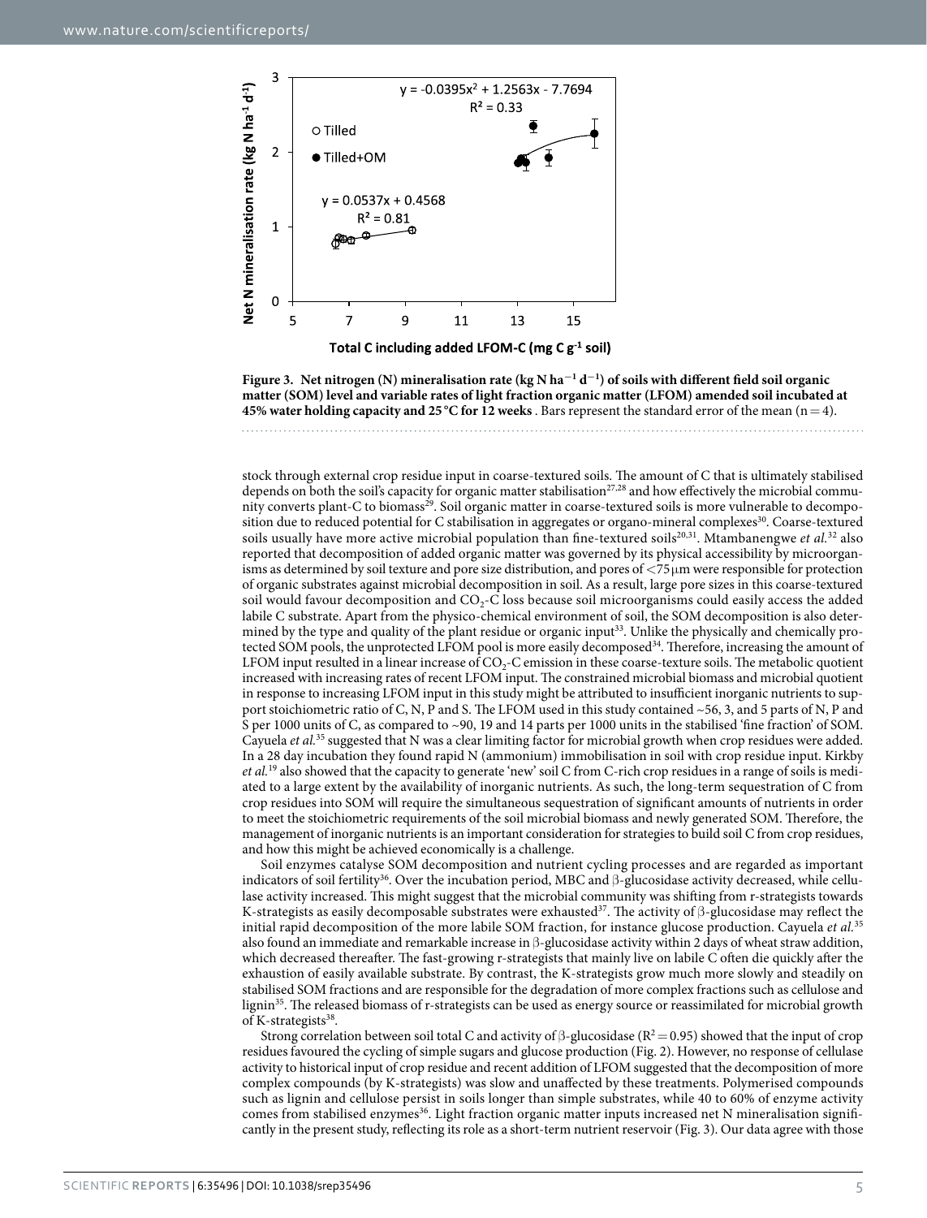**Figure 3. Net nitrogen (N) mineralisation rate (kg N $ha^{-1}$ $d^{-1}$) of soils with different field soil organic matter (SOM) level and variable rates of light fraction organic matter (LFOM) amended soil incubated at 45% water holding capacity and 25 °C for 12 weeks**. Bars represent the standard error of the mean (n = 4).

stock through external crop residue input in coarse-textured soils. The amount of C that is ultimately stabilised depends on both the soil's capacity for organic matter stabilisation[27,28] and how effectively the microbial community converts plant-C to biomass[29]. Soil organic matter in coarse-textured soils is more vulnerable to decomposition due to reduced potential for C stabilisation in aggregates or organo-mineral complexes[30]. Coarse-textured soils usually have more active microbial population than fine-textured soils[20,31]. Mtambanengwe *et al.*[32] also reported that decomposition of added organic matter was governed by its physical accessibility by microorganisms as determined by soil texture and pore size distribution, and pores of <75 μm were responsible for protection of organic substrates against microbial decomposition in soil. As a result, large pore sizes in this coarse-textured soil would favour decomposition and $CO_2$-C loss because soil microorganisms could easily access the added labile C substrate. Apart from the physico-chemical environment of soil, the SOM decomposition is also determined by the type and quality of the plant residue or organic input[33]. Unlike the physically and chemically protected SOM pools, the unprotected LFOM pool is more easily decomposed[34]. Therefore, increasing the amount of LFOM input resulted in a linear increase of $CO_2$-C emission in these coarse-texture soils. The metabolic quotient increased with increasing rates of recent LFOM input. The constrained microbial biomass and microbial quotient in response to increasing LFOM input in this study might be attributed to insufficient inorganic nutrients to support stoichiometric ratio of C, N, P and S. The LFOM used in this study contained ~56, 3, and 5 parts of N, P and S per 1000 units of C, as compared to ~90, 19 and 14 parts per 1000 units in the stabilised 'fine fraction' of SOM. Cayuela *et al.*[35] suggested that N was a clear limiting factor for microbial growth when crop residues were added. In a 28 day incubation they found rapid N (ammonium) immobilisation in soil with crop residue input. Kirkby *et al.*[19] also showed that the capacity to generate 'new' soil C from C-rich crop residues in a range of soils is mediated to a large extent by the availability of inorganic nutrients. As such, the long-term sequestration of C from crop residues into SOM will require the simultaneous sequestration of significant amounts of nutrients in order to meet the stoichiometric requirements of the soil microbial biomass and newly generated SOM. Therefore, the management of inorganic nutrients is an important consideration for strategies to build soil C from crop residues, and how this might be achieved economically is a challenge.

Soil enzymes catalyse SOM decomposition and nutrient cycling processes and are regarded as important indicators of soil fertility[36]. Over the incubation period, MBC and β-glucosidase activity decreased, while cellulase activity increased. This might suggest that the microbial community was shifting from r-strategists towards K-strategists as easily decomposable substrates were exhausted[37]. The activity of β-glucosidase may reflect the initial rapid decomposition of the more labile SOM fraction, for instance glucose production. Cayuela *et al.*[35] also found an immediate and remarkable increase in β-glucosidase activity within 2 days of wheat straw addition, which decreased thereafter. The fast-growing r-strategists that mainly live on labile C often die quickly after the exhaustion of easily available substrate. By contrast, the K-strategists grow much more slowly and steadily on stabilised SOM fractions and are responsible for the degradation of more complex fractions such as cellulose and lignin[35]. The released biomass of r-strategists can be used as energy source or reassimilated for microbial growth of K-strategists[38].

Strong correlation between soil total C and activity of β-glucosidase ($R^2 = 0.95$) showed that the input of crop residues favoured the cycling of simple sugars and glucose production (Fig. 2). However, no response of cellulase activity to historical input of crop residue and recent addition of LFOM suggested that the decomposition of more complex compounds (by K-strategists) was slow and unaffected by these treatments. Polymerised compounds such as lignin and cellulose persist in soils longer than simple substrates, while 40 to 60% of enzyme activity comes from stabilised enzymes[36]. Light fraction organic matter inputs increased net N mineralisation significantly in the present study, reflecting its role as a short-term nutrient reservoir (Fig. 3). Our data agree with those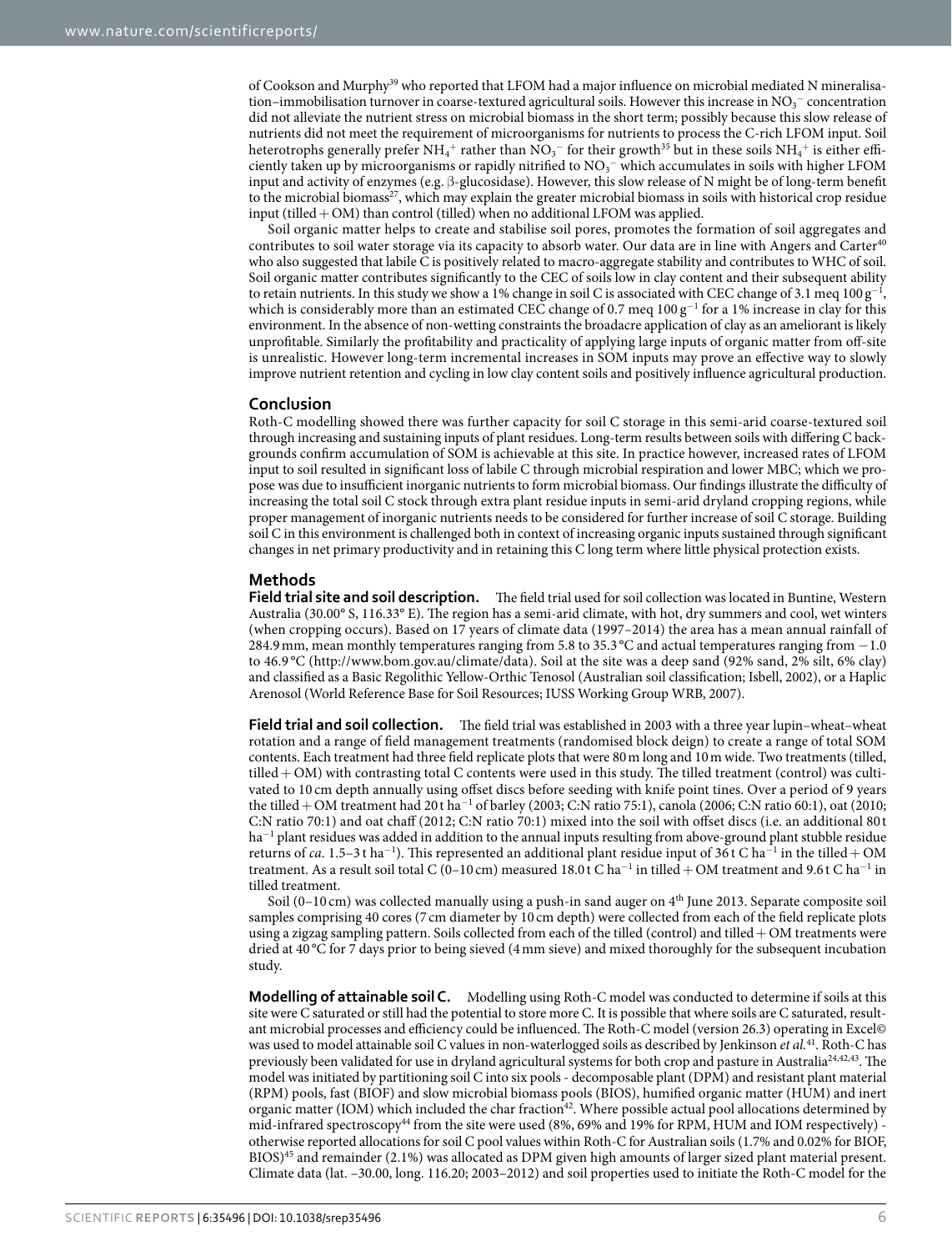of Cookson and Murphy[39] who reported that LFOM had a major influence on microbial mediated N mineralisation–immobilisation turnover in coarse-textured agricultural soils. However this increase in $NO_3^-$ concentration did not alleviate the nutrient stress on microbial biomass in the short term; possibly because this slow release of nutrients did not meet the requirement of microorganisms for nutrients to process the C-rich LFOM input. Soil heterotrophs generally prefer $NH_4^+$ rather than $NO_3^-$ for their growth[35] but in these soils $NH_4^+$ is either efficiently taken up by microorganisms or rapidly nitrified to $NO_3^-$ which accumulates in soils with higher LFOM input and activity of enzymes (e.g. β-glucosidase). However, this slow release of N might be of long-term benefit to the microbial biomass[27], which may explain the greater microbial biomass in soils with historical crop residue input (tilled + OM) than control (tilled) when no additional LFOM was applied.

Soil organic matter helps to create and stabilise soil pores, promotes the formation of soil aggregates and contributes to soil water storage via its capacity to absorb water. Our data are in line with Angers and Carter[40] who also suggested that labile C is positively related to macro-aggregate stability and contributes to WHC of soil. Soil organic matter contributes significantly to the CEC of soils low in clay content and their subsequent ability to retain nutrients. In this study we show a 1% change in soil C is associated with CEC change of 3.1 meq 100 $g^{-1}$, which is considerably more than an estimated CEC change of 0.7 meq 100 $g^{-1}$ for a 1% increase in clay for this environment. In the absence of non-wetting constraints the broadacre application of clay as an ameliorant is likely unprofitable. Similarly the profitability and practicality of applying large inputs of organic matter from off-site is unrealistic. However long-term incremental increases in SOM inputs may prove an effective way to slowly improve nutrient retention and cycling in low clay content soils and positively influence agricultural production.

## Conclusion

Roth-C modelling showed there was further capacity for soil C storage in this semi-arid coarse-textured soil through increasing and sustaining inputs of plant residues. Long-term results between soils with differing C backgrounds confirm accumulation of SOM is achievable at this site. In practice however, increased rates of LFOM input to soil resulted in significant loss of labile C through microbial respiration and lower MBC; which we propose was due to insufficient inorganic nutrients to form microbial biomass. Our findings illustrate the difficulty of increasing the total soil C stock through extra plant residue inputs in semi-arid dryland cropping regions, while proper management of inorganic nutrients needs to be considered for further increase of soil C storage. Building soil C in this environment is challenged both in context of increasing organic inputs sustained through significant changes in net primary productivity and in retaining this C long term where little physical protection exists.

## Methods

**Field trial site and soil description.** The field trial used for soil collection was located in Buntine, Western Australia (30.00° S, 116.33° E). The region has a semi-arid climate, with hot, dry summers and cool, wet winters (when cropping occurs). Based on 17 years of climate data (1997–2014) the area has a mean annual rainfall of 284.9 mm, mean monthly temperatures ranging from 5.8 to 35.3 °C and actual temperatures ranging from −1.0 to 46.9 °C (http://www.bom.gov.au/climate/data). Soil at the site was a deep sand (92% sand, 2% silt, 6% clay) and classified as a Basic Regolithic Yellow-Orthic Tenosol (Australian soil classification; Isbell, 2002), or a Haplic Arenosol (World Reference Base for Soil Resources; IUSS Working Group WRB, 2007).

**Field trial and soil collection.** The field trial was established in 2003 with a three year lupin–wheat–wheat rotation and a range of field management treatments (randomised block deign) to create a range of total SOM contents. Each treatment had three field replicate plots that were 80 m long and 10 m wide. Two treatments (tilled, tilled + OM) with contrasting total C contents were used in this study. The tilled treatment (control) was cultivated to 10 cm depth annually using offset discs before seeding with knife point tines. Over a period of 9 years the tilled + OM treatment had 20 t $ha^{-1}$ of barley (2003; C:N ratio 75:1), canola (2006; C:N ratio 60:1), oat (2010; C:N ratio 70:1) and oat chaff (2012; C:N ratio 70:1) mixed into the soil with offset discs (i.e. an additional 80 t $ha^{-1}$ plant residues was added in addition to the annual inputs resulting from above-ground plant stubble residue returns of *ca*. 1.5–3 t $ha^{-1}$). This represented an additional plant residue input of 36 t C $ha^{-1}$ in the tilled + OM treatment. As a result soil total C (0–10 cm) measured 18.0 t C $ha^{-1}$ in tilled + OM treatment and 9.6 t C $ha^{-1}$ in tilled treatment.

Soil (0–10 cm) was collected manually using a push-in sand auger on 4th June 2013. Separate composite soil samples comprising 40 cores (7 cm diameter by 10 cm depth) were collected from each of the field replicate plots using a zigzag sampling pattern. Soils collected from each of the tilled (control) and tilled + OM treatments were dried at 40 °C for 7 days prior to being sieved (4 mm sieve) and mixed thoroughly for the subsequent incubation study.

**Modelling of attainable soil C.** Modelling using Roth-C model was conducted to determine if soils at this site were C saturated or still had the potential to store more C. It is possible that where soils are C saturated, resultant microbial processes and efficiency could be influenced. The Roth-C model (version 26.3) operating in Excel© was used to model attainable soil C values in non-waterlogged soils as described by Jenkinson *et al.*[41]. Roth-C has previously been validated for use in dryland agricultural systems for both crop and pasture in Australia[24,42,43]. The model was initiated by partitioning soil C into six pools - decomposable plant (DPM) and resistant plant material (RPM) pools, fast (BIOF) and slow microbial biomass pools (BIOS), humified organic matter (HUM) and inert organic matter (IOM) which included the char fraction[42]. Where possible actual pool allocations determined by mid-infrared spectroscopy[44] from the site were used (8%, 69% and 19% for RPM, HUM and IOM respectively) - otherwise reported allocations for soil C pool values within Roth-C for Australian soils (1.7% and 0.02% for BIOF, BIOS)[45] and remainder (2.1%) was allocated as DPM given high amounts of larger sized plant material present. Climate data (lat. −30.00, long. 116.20; 2003–2012) and soil properties used to initiate the Roth-C model for the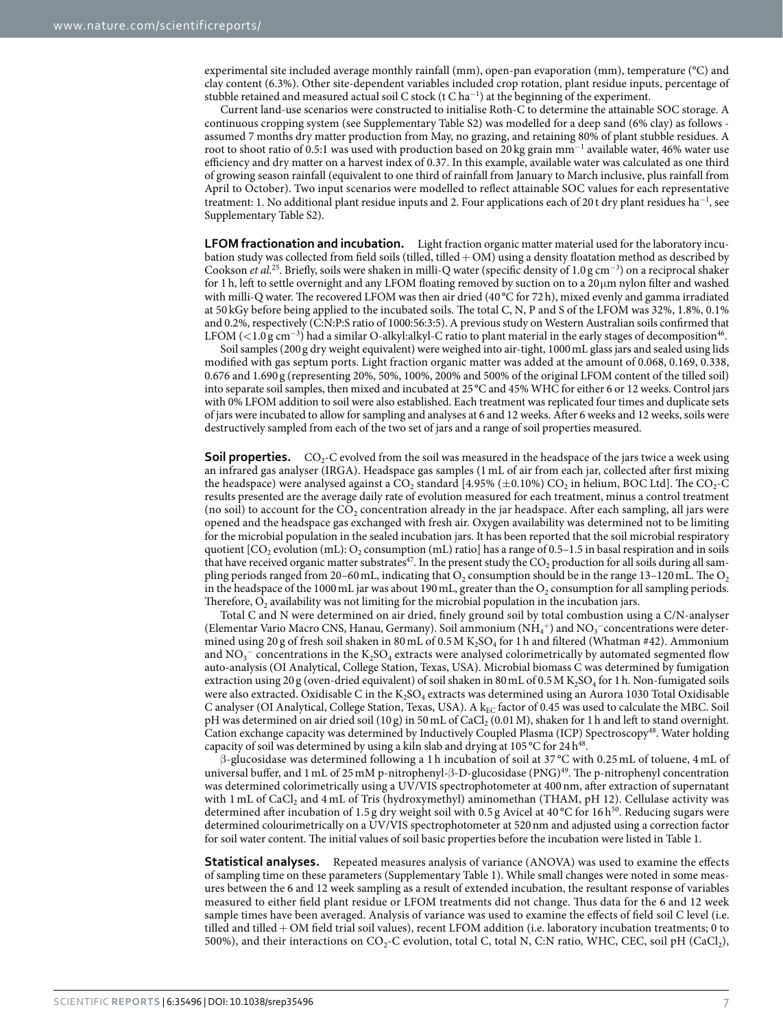experimental site included average monthly rainfall (mm), open-pan evaporation (mm), temperature (°C) and clay content (6.3%). Other site-dependent variables included crop rotation, plant residue inputs, percentage of stubble retained and measured actual soil C stock (t C $ha^{-1}$) at the beginning of the experiment.

Current land-use scenarios were constructed to initialise Roth-C to determine the attainable SOC storage. A continuous cropping system (see Supplementary Table S2) was modelled for a deep sand (6% clay) as follows - assumed 7 months dry matter production from May, no grazing, and retaining 80% of plant stubble residues. A root to shoot ratio of 0.5:1 was used with production based on 20 kg grain $mm^{-1}$ available water, 46% water use efficiency and dry matter on a harvest index of 0.37. In this example, available water was calculated as one third of growing season rainfall (equivalent to one third of rainfall from January to March inclusive, plus rainfall from April to October). Two input scenarios were modelled to reflect attainable SOC values for each representative treatment: 1. No additional plant residue inputs and 2. Four applications each of 20 t dry plant residues $ha^{-1}$, see Supplementary Table S2).

**LFOM fractionation and incubation.** Light fraction organic matter material used for the laboratory incubation study was collected from field soils (tilled, tilled + OM) using a density floatation method as described by Cookson *et al.*[25]. Briefly, soils were shaken in milli-Q water (specific density of 1.0 g $cm^{-3}$) on a reciprocal shaker for 1 h, left to settle overnight and any LFOM floating removed by suction on to a 20 μm nylon filter and washed with milli-Q water. The recovered LFOM was then air dried (40 °C for 72 h), mixed evenly and gamma irradiated at 50 kGy before being applied to the incubated soils. The total C, N, P and S of the LFOM was 32%, 1.8%, 0.1% and 0.2%, respectively (C:N:P:S ratio of 1000:56:3:5). A previous study on Western Australian soils confirmed that LFOM (<1.0 g $cm^{-3}$) had a similar O-alkyl:alkyl-C ratio to plant material in the early stages of decomposition[46].

Soil samples (200 g dry weight equivalent) were weighed into air-tight, 1000 mL glass jars and sealed using lids modified with gas septum ports. Light fraction organic matter was added at the amount of 0.068, 0.169, 0.338, 0.676 and 1.690 g (representing 20%, 50%, 100%, 200% and 500% of the original LFOM content of the tilled soil) into separate soil samples, then mixed and incubated at 25 °C and 45% WHC for either 6 or 12 weeks. Control jars with 0% LFOM addition to soil were also established. Each treatment was replicated four times and duplicate sets of jars were incubated to allow for sampling and analyses at 6 and 12 weeks. After 6 weeks and 12 weeks, soils were destructively sampled from each of the two set of jars and a range of soil properties measured.

**Soil properties.** $CO_2$-C evolved from the soil was measured in the headspace of the jars twice a week using an infrared gas analyser (IRGA). Headspace gas samples (1 mL of air from each jar, collected after first mixing the headspace) were analysed against a $CO_2$ standard [4.95% (±0.10%) $CO_2$ in helium, BOC Ltd]. The $CO_2$-C results presented are the average daily rate of evolution measured for each treatment, minus a control treatment (no soil) to account for the $CO_2$ concentration already in the jar headspace. After each sampling, all jars were opened and the headspace gas exchanged with fresh air. Oxygen availability was determined not to be limiting for the microbial population in the sealed incubation jars. It has been reported that the soil microbial respiratory quotient [$CO_2$ evolution (mL): $O_2$ consumption (mL) ratio] has a range of 0.5–1.5 in basal respiration and in soils that have received organic matter substrates[47]. In the present study the $CO_2$ production for all soils during all sampling periods ranged from 20–60 mL, indicating that $O_2$ consumption should be in the range 13–120 mL. The $O_2$ in the headspace of the 1000 mL jar was about 190 mL, greater than the $O_2$ consumption for all sampling periods. Therefore, $O_2$ availability was not limiting for the microbial population in the incubation jars.

Total C and N were determined on air dried, finely ground soil by total combustion using a C/N-analyser (Elementar Vario Macro CNS, Hanau, Germany). Soil ammonium ($NH_4^+$) and $NO_3^-$ concentrations were determined using 20 g of fresh soil shaken in 80 mL of 0.5 M $K_2SO_4$ for 1 h and filtered (Whatman #42). Ammonium and $NO_3^-$ concentrations in the $K_2SO_4$ extracts were analysed colorimetrically by automated segmented flow auto-analysis (OI Analytical, College Station, Texas, USA). Microbial biomass C was determined by fumigation extraction using 20 g (oven-dried equivalent) of soil shaken in 80 mL of 0.5 M $K_2SO_4$ for 1 h. Non-fumigated soils were also extracted. Oxidisable C in the $K_2SO_4$ extracts was determined using an Aurora 1030 Total Oxidisable C analyser (OI Analytical, College Station, Texas, USA). A $k_{EC}$ factor of 0.45 was used to calculate the MBC. Soil pH was determined on air dried soil (10 g) in 50 mL of $CaCl_2$ (0.01 M), shaken for 1 h and left to stand overnight. Cation exchange capacity was determined by Inductively Coupled Plasma (ICP) Spectroscopy[48]. Water holding capacity of soil was determined by using a kiln slab and drying at 105 °C for 24 h[48].

β-glucosidase was determined following a 1 h incubation of soil at 37 °C with 0.25 mL of toluene, 4 mL of universal buffer, and 1 mL of 25 mM p-nitrophenyl-β-D-glucosidase (PNG)[49]. The p-nitrophenyl concentration was determined colorimetrically using a UV/VIS spectrophotometer at 400 nm, after extraction of supernatant with 1 mL of $CaCl_2$ and 4 mL of Tris (hydroxymethyl) aminomethan (THAM, pH 12). Cellulase activity was determined after incubation of 1.5 g dry weight soil with 0.5 g Avicel at 40 °C for 16 h[50]. Reducing sugars were determined colourimetrically on a UV/VIS spectrophotometer at 520 nm and adjusted using a correction factor for soil water content. The initial values of soil basic properties before the incubation were listed in Table 1.

**Statistical analyses.** Repeated measures analysis of variance (ANOVA) was used to examine the effects of sampling time on these parameters (Supplementary Table 1). While small changes were noted in some measures between the 6 and 12 week sampling as a result of extended incubation, the resultant response of variables measured to either field plant residue or LFOM treatments did not change. Thus data for the 6 and 12 week sample times have been averaged. Analysis of variance was used to examine the effects of field soil C level (i.e. tilled and tilled + OM field trial soil values), recent LFOM addition (i.e. laboratory incubation treatments; 0 to 500%), and their interactions on $CO_2$-C evolution, total C, total N, C:N ratio, WHC, CEC, soil pH ($CaCl_2$),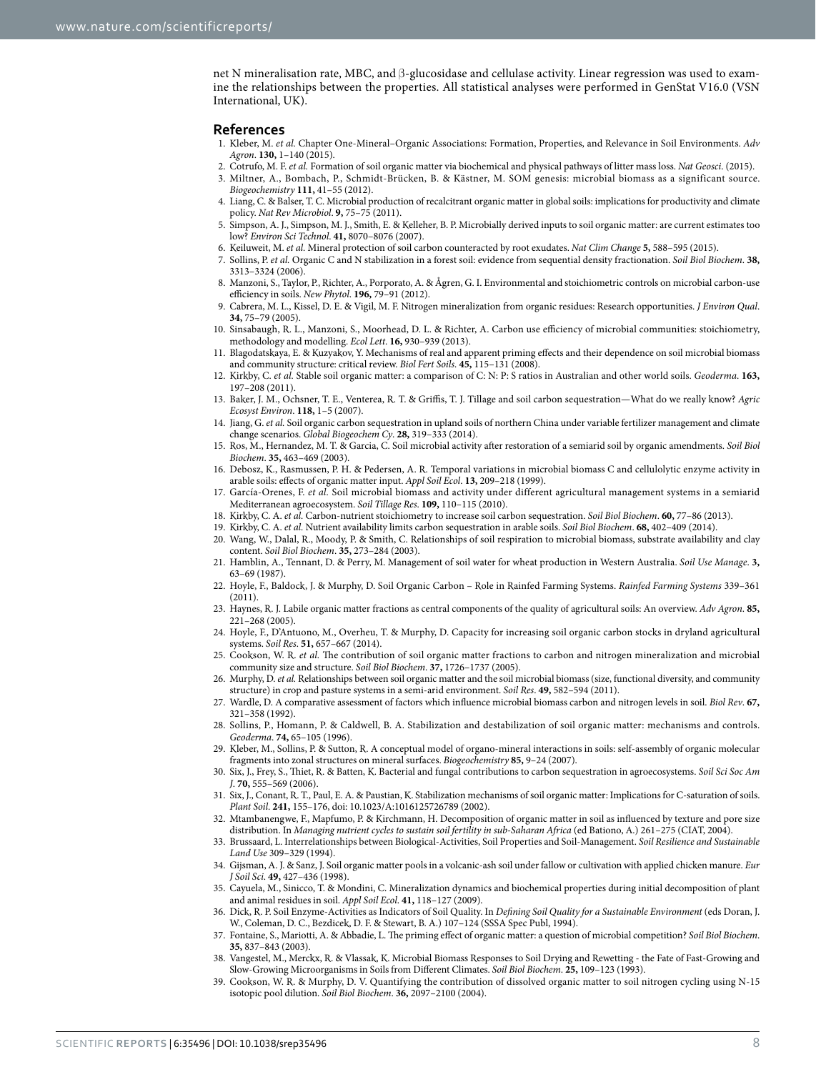net N mineralisation rate, MBC, and β-glucosidase and cellulase activity. Linear regression was used to examine the relationships between the properties. All statistical analyses were performed in GenStat V16.0 (VSN International, UK).

## References

1. Kleber, M. *et al.* Chapter One-Mineral–Organic Associations: Formation, Properties, and Relevance in Soil Environments. *Adv Agron*. **130,** 1–140 (2015).
2. Cotrufo, M. F. *et al.* Formation of soil organic matter via biochemical and physical pathways of litter mass loss. *Nat Geosci*. (2015).
3. Miltner, A., Bombach, P., Schmidt-Brücken, B. & Kästner, M. SOM genesis: microbial biomass as a significant source. *Biogeochemistry* **111,** 41–55 (2012).
4. Liang, C. & Balser, T. C. Microbial production of recalcitrant organic matter in global soils: implications for productivity and climate policy. *Nat Rev Microbiol*. **9,** 75–75 (2011).
5. Simpson, A. J., Simpson, M. J., Smith, E. & Kelleher, B. P. Microbially derived inputs to soil organic matter: are current estimates too low? *Environ Sci Technol*. **41,** 8070–8076 (2007).
6. Keiluweit, M. *et al.* Mineral protection of soil carbon counteracted by root exudates. *Nat Clim Change* **5,** 588–595 (2015).
7. Sollins, P. *et al.* Organic C and N stabilization in a forest soil: evidence from sequential density fractionation. *Soil Biol Biochem*. **38,** 3313–3324 (2006).
8. Manzoni, S., Taylor, P., Richter, A., Porporato, A. & Ågren, G. I. Environmental and stoichiometric controls on microbial carbon-use efficiency in soils. *New Phytol*. **196,** 79–91 (2012).
9. Cabrera, M. L., Kissel, D. E. & Vigil, M. F. Nitrogen mineralization from organic residues: Research opportunities. *J Environ Qual*. **34,** 75–79 (2005).
10. Sinsabaugh, R. L., Manzoni, S., Moorhead, D. L. & Richter, A. Carbon use efficiency of microbial communities: stoichiometry, methodology and modelling. *Ecol Lett*. **16,** 930–939 (2013).
11. Blagodatskaya, E. & Kuzyakov, Y. Mechanisms of real and apparent priming effects and their dependence on soil microbial biomass and community structure: critical review. *Biol Fert Soils*. **45,** 115–131 (2008).
12. Kirkby, C. *et al.* Stable soil organic matter: a comparison of C: N: P: S ratios in Australian and other world soils. *Geoderma*. **163,** 197–208 (2011).
13. Baker, J. M., Ochsner, T. E., Venterea, R. T. & Griffis, T. J. Tillage and soil carbon sequestration—What do we really know? *Agric Ecosyst Environ*. **118,** 1–5 (2007).
14. Jiang, G. *et al.* Soil organic carbon sequestration in upland soils of northern China under variable fertilizer management and climate change scenarios. *Global Biogeochem Cy*. **28,** 319–333 (2014).
15. Ros, M., Hernandez, M. T. & Garcia, C. Soil microbial activity after restoration of a semiarid soil by organic amendments. *Soil Biol Biochem*. **35,** 463–469 (2003).
16. Debosz, K., Rasmussen, P. H. & Pedersen, A. R. Temporal variations in microbial biomass C and cellulolytic enzyme activity in arable soils: effects of organic matter input. *Appl Soil Ecol*. **13,** 209–218 (1999).
17. García-Orenes, F. *et al.* Soil microbial biomass and activity under different agricultural management systems in a semiarid Mediterranean agroecosystem. *Soil Tillage Res*. **109,** 110–115 (2010).
18. Kirkby, C. A. *et al.* Carbon-nutrient stoichiometry to increase soil carbon sequestration. *Soil Biol Biochem*. **60,** 77–86 (2013).
19. Kirkby, C. A. *et al.* Nutrient availability limits carbon sequestration in arable soils. *Soil Biol Biochem*. **68,** 402–409 (2014).
20. Wang, W., Dalal, R., Moody, P. & Smith, C. Relationships of soil respiration to microbial biomass, substrate availability and clay content. *Soil Biol Biochem*. **35,** 273–284 (2003).
21. Hamblin, A., Tennant, D. & Perry, M. Management of soil water for wheat production in Western Australia. *Soil Use Manage*. **3,** 63–69 (1987).
22. Hoyle, F., Baldock, J. & Murphy, D. Soil Organic Carbon – Role in Rainfed Farming Systems. *Rainfed Farming Systems* 339–361 (2011).
23. Haynes, R. J. Labile organic matter fractions as central components of the quality of agricultural soils: An overview. *Adv Agron*. **85,** 221–268 (2005).
24. Hoyle, F., D'Antuono, M., Overheu, T. & Murphy, D. Capacity for increasing soil organic carbon stocks in dryland agricultural systems. *Soil Res*. **51,** 657–667 (2014).
25. Cookson, W. R. *et al.* The contribution of soil organic matter fractions to carbon and nitrogen mineralization and microbial community size and structure. *Soil Biol Biochem*. **37,** 1726–1737 (2005).
26. Murphy, D. *et al.* Relationships between soil organic matter and the soil microbial biomass (size, functional diversity, and community structure) in crop and pasture systems in a semi-arid environment. *Soil Res*. **49,** 582–594 (2011).
27. Wardle, D. A comparative assessment of factors which influence microbial biomass carbon and nitrogen levels in soil. *Biol Rev*. **67,** 321–358 (1992).
28. Sollins, P., Homann, P. & Caldwell, B. A. Stabilization and destabilization of soil organic matter: mechanisms and controls. *Geoderma*. **74,** 65–105 (1996).
29. Kleber, M., Sollins, P. & Sutton, R. A conceptual model of organo-mineral interactions in soils: self-assembly of organic molecular fragments into zonal structures on mineral surfaces. *Biogeochemistry* **85,** 9–24 (2007).
30. Six, J., Frey, S., Thiet, R. & Batten, K. Bacterial and fungal contributions to carbon sequestration in agroecosystems. *Soil Sci Soc Am J*. **70,** 555–569 (2006).
31. Six, J., Conant, R. T., Paul, E. A. & Paustian, K. Stabilization mechanisms of soil organic matter: Implications for C-saturation of soils. *Plant Soil*. **241,** 155–176, doi: 10.1023/A:1016125726789 (2002).
32. Mtambanengwe, F., Mapfumo, P. & Kirchmann, H. Decomposition of organic matter in soil as influenced by texture and pore size distribution. In *Managing nutrient cycles to sustain soil fertility in sub-Saharan Africa* (ed Bationo, A.) 261–275 (CIAT, 2004).
33. Brussaard, L. Interrelationships between Biological-Activities, Soil Properties and Soil-Management. *Soil Resilience and Sustainable Land Use* 309–329 (1994).
34. Gijsman, A. J. & Sanz, J. Soil organic matter pools in a volcanic-ash soil under fallow or cultivation with applied chicken manure. *Eur J Soil Sci*. **49,** 427–436 (1998).
35. Cayuela, M., Sinicco, T. & Mondini, C. Mineralization dynamics and biochemical properties during initial decomposition of plant and animal residues in soil. *Appl Soil Ecol*. **41,** 118–127 (2009).
36. Dick, R. P. Soil Enzyme-Activities as Indicators of Soil Quality. In *Defining Soil Quality for a Sustainable Environment* (eds Doran, J. W., Coleman, D. C., Bezdicek, D. F. & Stewart, B. A.) 107–124 (SSSA Spec Publ, 1994).
37. Fontaine, S., Mariotti, A. & Abbadie, L. The priming effect of organic matter: a question of microbial competition? *Soil Biol Biochem*. **35,** 837–843 (2003).
38. Vangestel, M., Merckx, R. & Vlassak, K. Microbial Biomass Responses to Soil Drying and Rewetting - the Fate of Fast-Growing and Slow-Growing Microorganisms in Soils from Different Climates. *Soil Biol Biochem*. **25,** 109–123 (1993).
39. Cookson, W. R. & Murphy, D. V. Quantifying the contribution of dissolved organic matter to soil nitrogen cycling using N-15 isotopic pool dilution. *Soil Biol Biochem*. **36,** 2097–2100 (2004).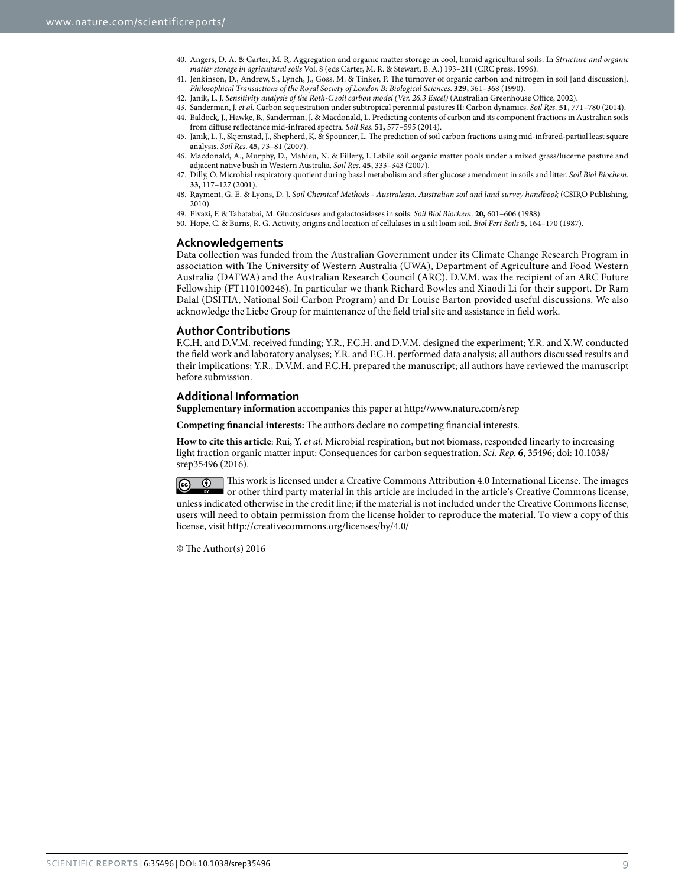40. Angers, D. A. & Carter, M. R. Aggregation and organic matter storage in cool, humid agricultural soils. In *Structure and organic matter storage in agricultural soils* Vol. 8 (eds Carter, M. R. & Stewart, B. A.) 193–211 (CRC press, 1996).
41. Jenkinson, D., Andrew, S., Lynch, J., Goss, M. & Tinker, P. The turnover of organic carbon and nitrogen in soil [and discussion]. *Philosophical Transactions of the Royal Society of London B: Biological Sciences*. **329,** 361–368 (1990).
42. Janik, L. J. *Sensitivity analysis of the Roth-C soil carbon model (Ver. 26.3 Excel)* (Australian Greenhouse Office, 2002).
43. Sanderman, J. *et al.* Carbon sequestration under subtropical perennial pastures II: Carbon dynamics. *Soil Res.* **51,** 771–780 (2014).
44. Baldock, J., Hawke, B., Sanderman, J. & Macdonald, L. Predicting contents of carbon and its component fractions in Australian soils from diffuse reflectance mid-infrared spectra. *Soil Res.* **51,** 577–595 (2014).
45. Janik, L. J., Skjemstad, J., Shepherd, K. & Spouncer, L. The prediction of soil carbon fractions using mid-infrared-partial least square analysis. *Soil Res.* **45,** 73–81 (2007).
46. Macdonald, A., Murphy, D., Mahieu, N. & Fillery, I. Labile soil organic matter pools under a mixed grass/lucerne pasture and adjacent native bush in Western Australia. *Soil Res.* **45,** 333–343 (2007).
47. Dilly, O. Microbial respiratory quotient during basal metabolism and after glucose amendment in soils and litter. *Soil Biol Biochem*. **33,** 117–127 (2001).
48. Rayment, G. E. & Lyons, D. J. *Soil Chemical Methods - Australasia. Australian soil and land survey handbook* (CSIRO Publishing, 2010).
49. Eivazi, F. & Tabatabai, M. Glucosidases and galactosidases in soils. *Soil Biol Biochem*. **20,** 601–606 (1988).
50. Hope, C. & Burns, R. G. Activity, origins and location of cellulases in a silt loam soil. *Biol Fert Soils* **5,** 164–170 (1987).

## Acknowledgements

Data collection was funded from the Australian Government under its Climate Change Research Program in association with The University of Western Australia (UWA), Department of Agriculture and Food Western Australia (DAFWA) and the Australian Research Council (ARC). D.V.M. was the recipient of an ARC Future Fellowship (FT110100246). In particular we thank Richard Bowles and Xiaodi Li for their support. Dr Ram Dalal (DSITIA, National Soil Carbon Program) and Dr Louise Barton provided useful discussions. We also acknowledge the Liebe Group for maintenance of the field trial site and assistance in field work.

## Author Contributions

F.C.H. and D.V.M. received funding; Y.R., F.C.H. and D.V.M. designed the experiment; Y.R. and X.W. conducted the field work and laboratory analyses; Y.R. and F.C.H. performed data analysis; all authors discussed results and their implications; Y.R., D.V.M. and F.C.H. prepared the manuscript; all authors have reviewed the manuscript before submission.

## Additional Information

**Supplementary information** accompanies this paper at http://www.nature.com/srep

**Competing financial interests:** The authors declare no competing financial interests.

**How to cite this article**: Rui, Y. *et al.* Microbial respiration, but not biomass, responded linearly to increasing light fraction organic matter input: Consequences for carbon sequestration. *Sci. Rep.* **6**, 35496; doi: 10.1038/srep35496 (2016).

This work is licensed under a Creative Commons Attribution 4.0 International License. The images or other third party material in this article are included in the article's Creative Commons license, unless indicated otherwise in the credit line; if the material is not included under the Creative Commons license, users will need to obtain permission from the license holder to reproduce the material. To view a copy of this license, visit http://creativecommons.org/licenses/by/4.0/

© The Author(s) 2016